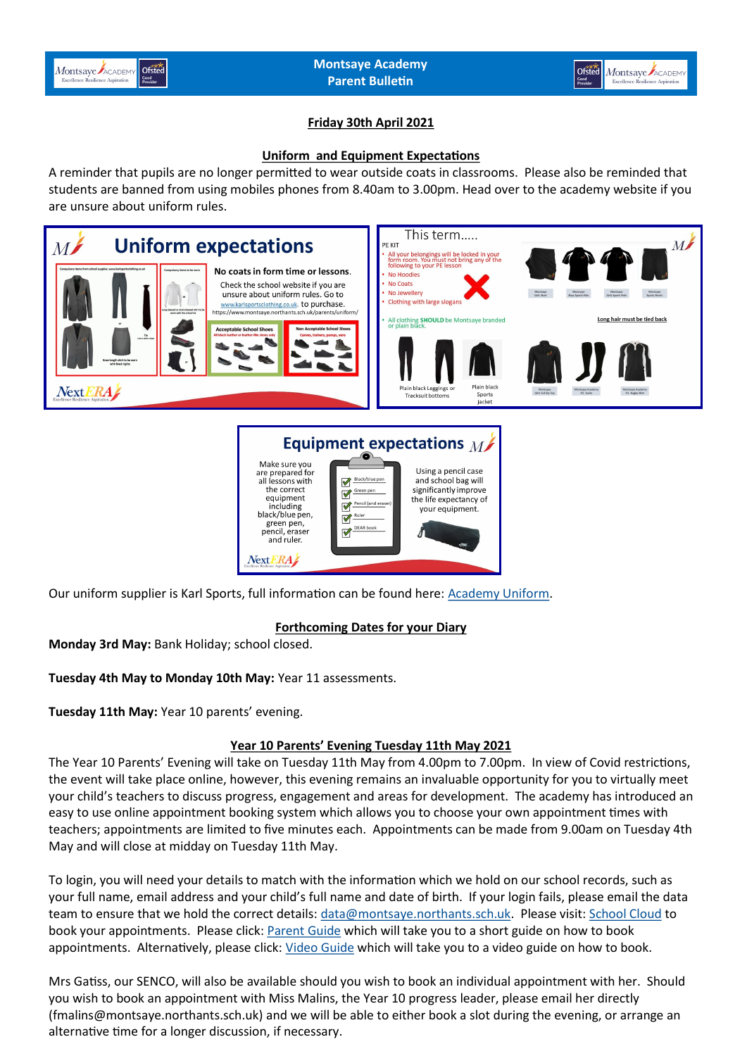# Montsaye Academy Parent Bulletin

## Friday 30th April 2021

### Uniform and Equipment Expectations

A reminder that pupils are no longer permitted to wear outside coats in classrooms. Please also be reminded that students are banned from using mobiles phones from 8.40am to 3.00pm. Head over to the academy website if you are unsure about uniform rules.

**Uniform expectations**

No coats in form time or lessons.

Check the school website if you are unsure about uniform rules. Go to www.karlsportsclothing.co.uk to purchase. https://www.montsaye.northants.sch.uk/parents/uniform/

Acceptable School Shoes — All black leather or leather-like shoes only

Non Acceptable School Shoes — Canvas, trainers, pumps, vans

**This term…..**

PE KIT

- All your belongings will be locked in your form room. You must not bring any of the following to your PE lesson
- No Hoodies
- No Coats
- No Jewellery
- Clothing with large slogans
- All clothing **SHOULD** be Montsaye branded or plain black.

Long hair must be tied back

Plain black Leggings or Tracksuit bottoms

Plain black Sports Jacket

**Equipment expectations**

Make sure you are prepared for all lessons with the correct equipment including black/blue pen, green pen, pencil, eraser and ruler.

- Black/blue pen
- Green pen
- Pencil (and eraser)
- Ruler
- DEAR book

Using a pencil case and school bag will significantly improve the life expectancy of your equipment.

Our uniform supplier is Karl Sports, full information can be found here: Academy Uniform.

### Forthcoming Dates for your Diary

**Monday 3rd May:** Bank Holiday; school closed.

**Tuesday 4th May to Monday 10th May:** Year 11 assessments.

**Tuesday 11th May:** Year 10 parents' evening.

### Year 10 Parents' Evening Tuesday 11th May 2021

The Year 10 Parents' Evening will take on Tuesday 11th May from 4.00pm to 7.00pm. In view of Covid restrictions, the event will take place online, however, this evening remains an invaluable opportunity for you to virtually meet your child's teachers to discuss progress, engagement and areas for development. The academy has introduced an easy to use online appointment booking system which allows you to choose your own appointment times with teachers; appointments are limited to five minutes each. Appointments can be made from 9.00am on Tuesday 4th May and will close at midday on Tuesday 11th May.

To login, you will need your details to match with the information which we hold on our school records, such as your full name, email address and your child's full name and date of birth. If your login fails, please email the data team to ensure that we hold the correct details: data@montsaye.northants.sch.uk. Please visit: School Cloud to book your appointments. Please click: Parent Guide which will take you to a short guide on how to book appointments. Alternatively, please click: Video Guide which will take you to a video guide on how to book.

Mrs Gatiss, our SENCO, will also be available should you wish to book an individual appointment with her. Should you wish to book an appointment with Miss Malins, the Year 10 progress leader, please email her directly (fmalins@montsaye.northants.sch.uk) and we will be able to either book a slot during the evening, or arrange an alternative time for a longer discussion, if necessary.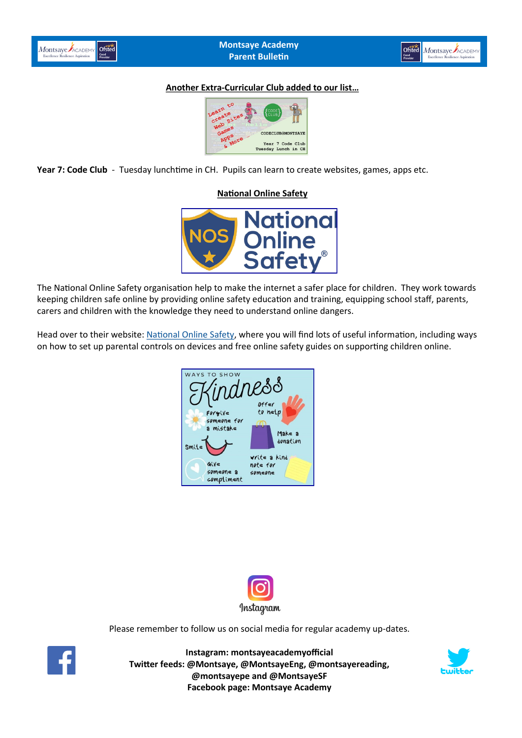## Another Extra-Curricular Club added to our list…

**Year 7: Code Club** - Tuesday lunchtime in CH. Pupils can learn to create websites, games, apps etc.

## National Online Safety

The National Online Safety organisation help to make the internet a safer place for children. They work towards keeping children safe online by providing online safety education and training, equipping school staff, parents, carers and children with the knowledge they need to understand online dangers.

Head over to their website: [National Online Safety](), where you will find lots of useful information, including ways on how to set up parental controls on devices and free online safety guides on supporting children online.

Please remember to follow us on social media for regular academy up-dates.

**Instagram: montsayeacademyofficial**
**Twitter feeds: @Montsaye, @MontsayeEng, @montsayereading, @montsayepe and @MontsayeSF**
**Facebook page: Montsaye Academy**